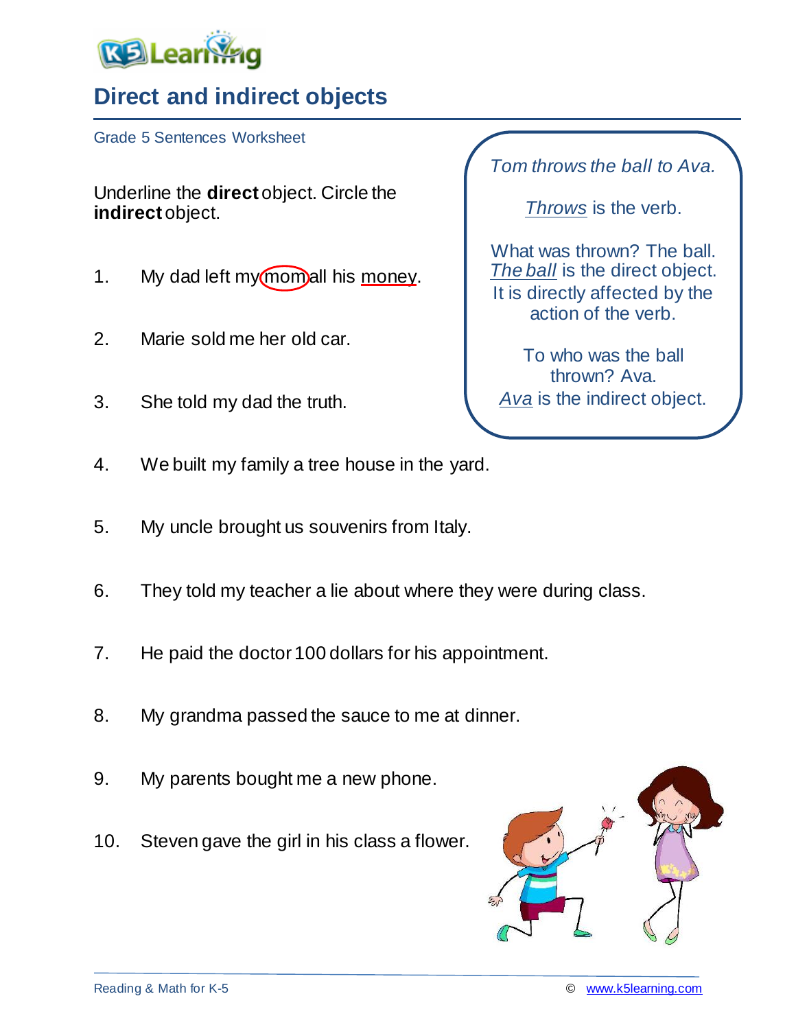# Direct and indirect objects

Grade 5 Sentences Worksheet

Underline the **direct** object. Circle the **indirect** object.

1. My dad left my mom all his money.

2. Marie sold me her old car.

3. She told my dad the truth.

4. We built my family a tree house in the yard.

5. My uncle brought us souvenirs from Italy.

6. They told my teacher a lie about where they were during class.

7. He paid the doctor 100 dollars for his appointment.

8. My grandma passed the sauce to me at dinner.

9. My parents bought me a new phone.

10. Steven gave the girl in his class a flower.

*Tom throws the ball to Ava.*

*Throws* is the verb.

What was thrown? The ball. *The ball* is the direct object. It is directly affected by the action of the verb.

To who was the ball thrown? Ava. *Ava* is the indirect object.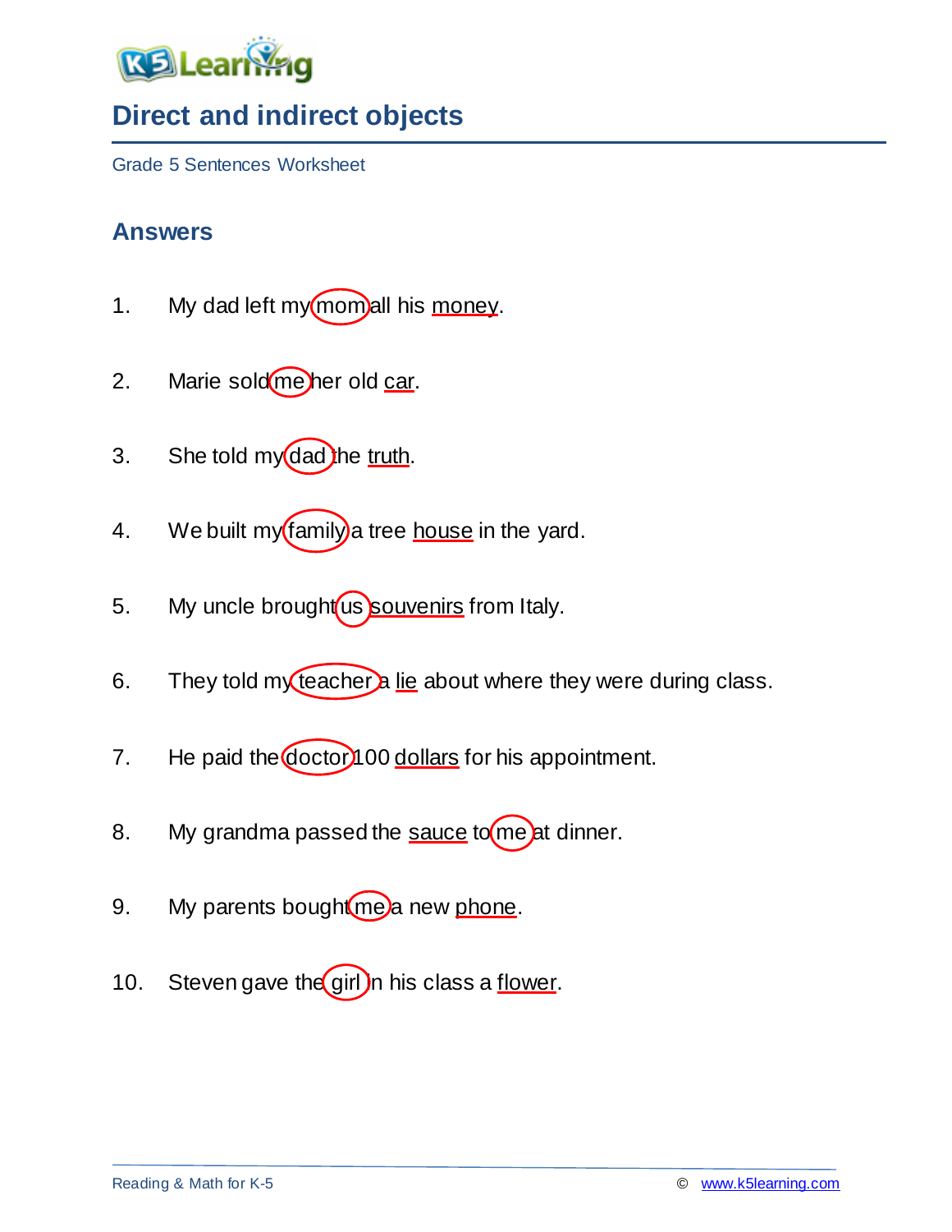# Direct and indirect objects

Grade 5 Sentences Worksheet

## Answers

1. My dad left my mom all his money.
2. Marie sold me her old car.
3. She told my dad the truth.
4. We built my family a tree house in the yard.
5. My uncle brought us souvenirs from Italy.
6. They told my teacher a lie about where they were during class.
7. He paid the doctor 100 dollars for his appointment.
8. My grandma passed the sauce to me at dinner.
9. My parents bought me a new phone.
10. Steven gave the girl in his class a flower.